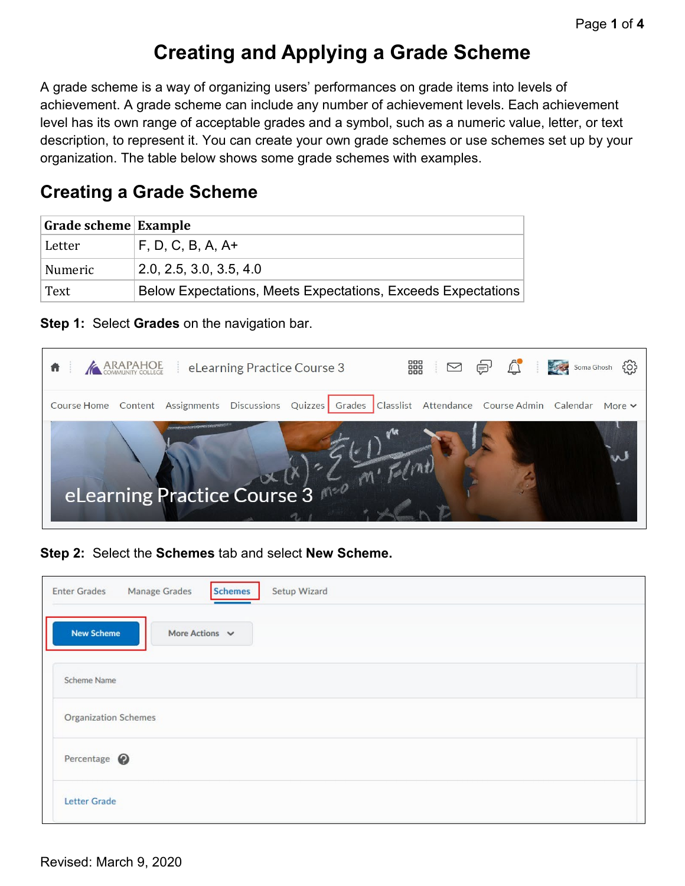# Creating and Applying a Grade Scheme

A grade scheme is a way of organizing users' performances on grade items into levels of achievement. A grade scheme can include any number of achievement levels. Each achievement level has its own range of acceptable grades and a symbol, such as a numeric value, letter, or text description, to represent it. You can create your own grade schemes or use schemes set up by your organization. The table below shows some grade schemes with examples.

## Creating a Grade Scheme

| Grade scheme | Example |
|---|---|
| Letter | F, D, C, B, A, A+ |
| Numeric | 2.0, 2.5, 3.0, 3.5, 4.0 |
| Text | Below Expectations, Meets Expectations, Exceeds Expectations |

**Step 1:** Select **Grades** on the navigation bar.

**Step 2:** Select the **Schemes** tab and select **New Scheme.**

Revised: March 9, 2020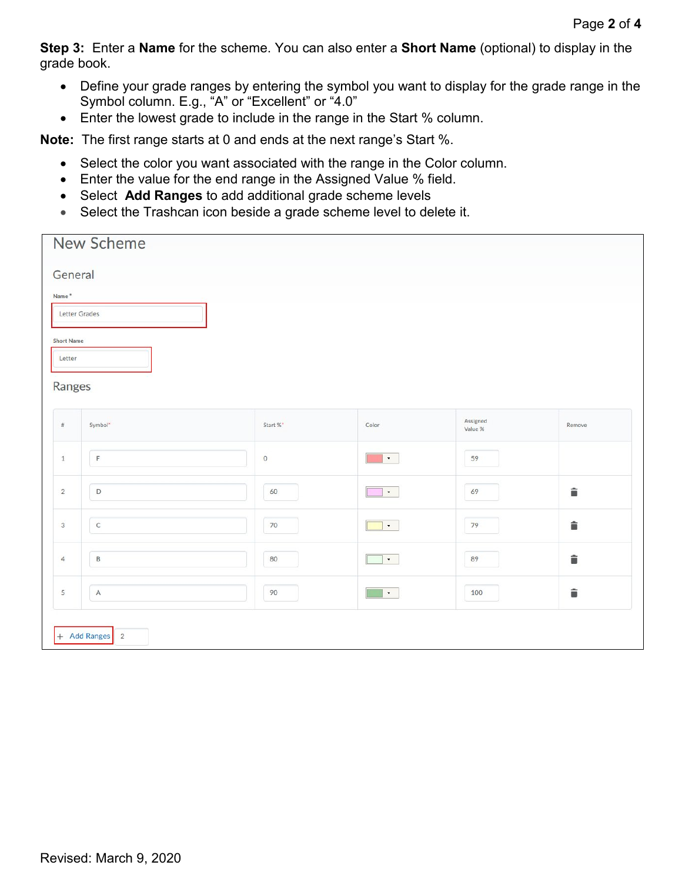**Step 3:** Enter a **Name** for the scheme. You can also enter a **Short Name** (optional) to display in the grade book.

- Define your grade ranges by entering the symbol you want to display for the grade range in the Symbol column. E.g., “A” or “Excellent” or “4.0”
- Enter the lowest grade to include in the range in the Start % column.

**Note:** The first range starts at 0 and ends at the next range’s Start %.

- Select the color you want associated with the range in the Color column.
- Enter the value for the end range in the Assigned Value % field.
- Select **Add Ranges** to add additional grade scheme levels
- Select the Trashcan icon beside a grade scheme level to delete it.

## New Scheme

### General

Name *

Letter Grades

Short Name

Letter

### Ranges

| # | Symbol* | Start %* | Color | Assigned Value % | Remove |
|---|---|---|---|---|---|
| 1 | F | 0 | | 59 | |
| 2 | D | 60 | | 69 | |
| 3 | C | 70 | | 79 | |
| 4 | B | 80 | | 89 | |
| 5 | A | 90 | | 100 | |

\+ Add Ranges 2

Revised: March 9, 2020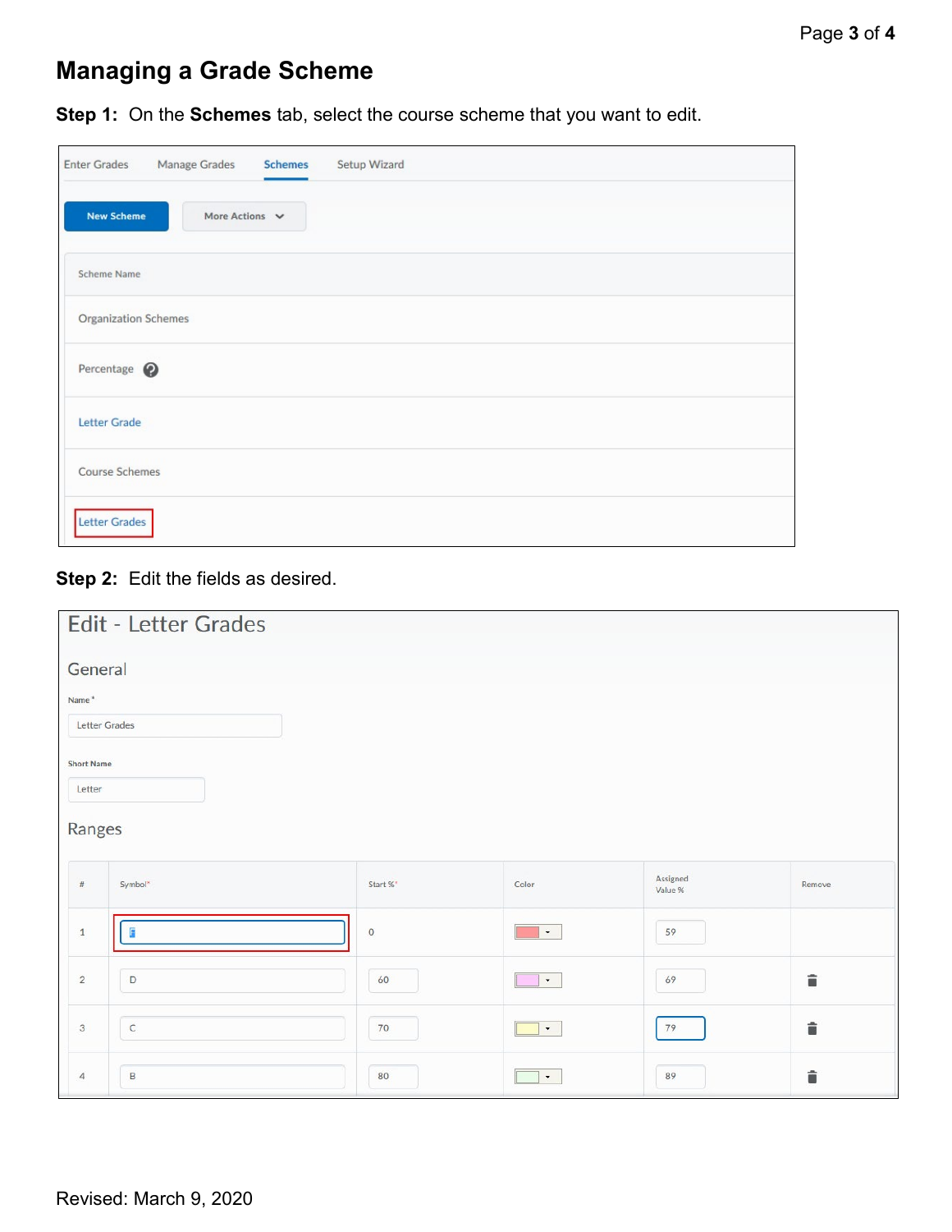## Managing a Grade Scheme

**Step 1:** On the **Schemes** tab, select the course scheme that you want to edit.

**Step 2:** Edit the fields as desired.

Revised: March 9, 2020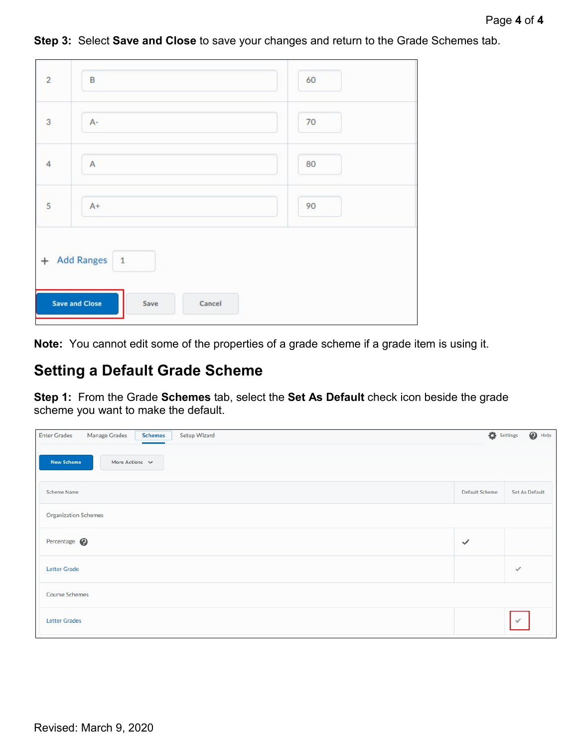**Step 3:** Select **Save and Close** to save your changes and return to the Grade Schemes tab.

**Note:** You cannot edit some of the properties of a grade scheme if a grade item is using it.

## Setting a Default Grade Scheme

**Step 1:** From the Grade **Schemes** tab, select the **Set As Default** check icon beside the grade scheme you want to make the default.

Revised: March 9, 2020